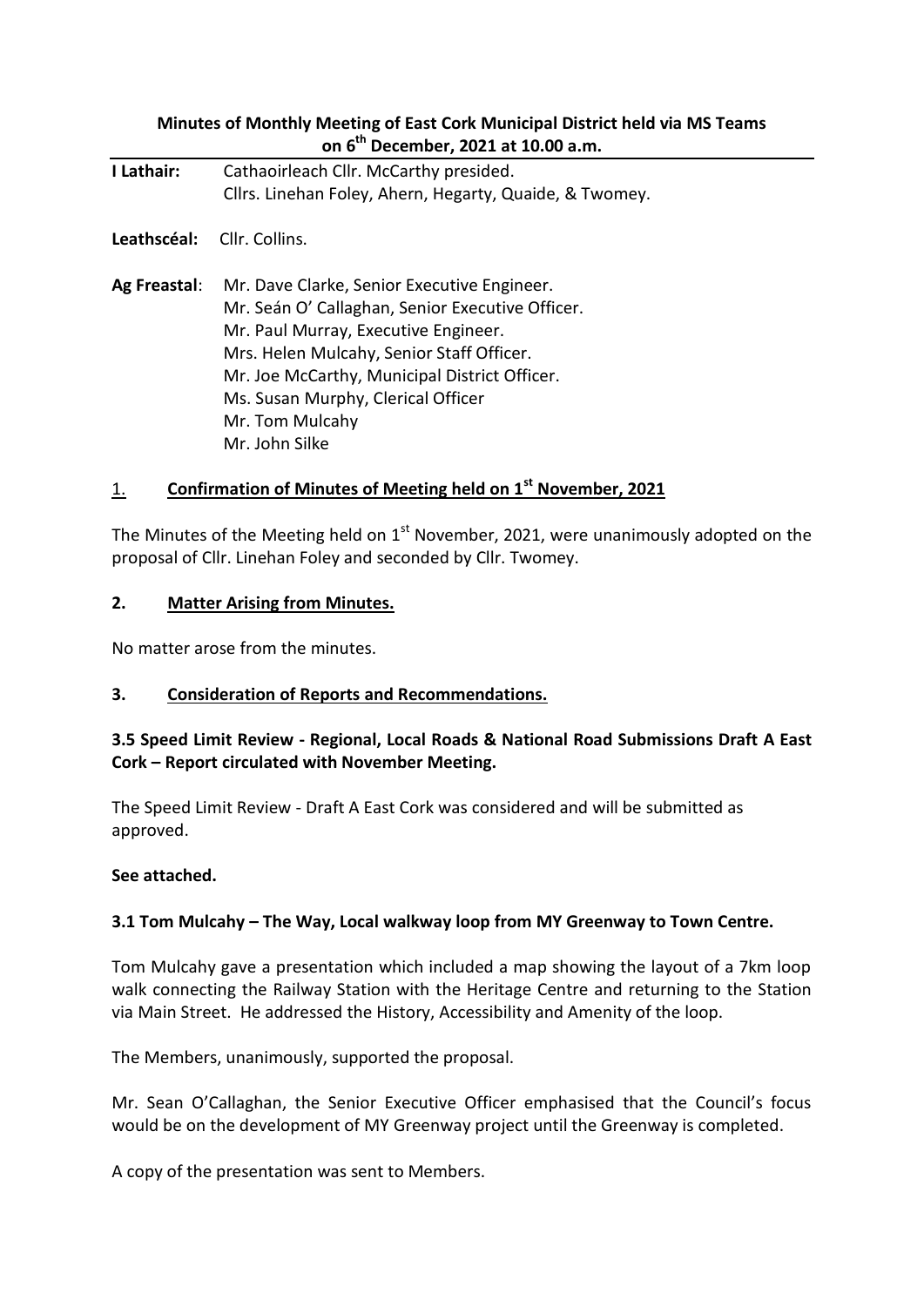**Minutes of Monthly Meeting of East Cork Municipal District held via MS Teams on 6th December, 2021 at 10.00 a.m.**

**I Lathair:** Cathaoirleach Cllr. McCarthy presided.
Cllrs. Linehan Foley, Ahern, Hegarty, Quaide, & Twomey.

**Leathscéal:** Cllr. Collins.

**Ag Freastal**: Mr. Dave Clarke, Senior Executive Engineer.
Mr. Seán O' Callaghan, Senior Executive Officer.
Mr. Paul Murray, Executive Engineer.
Mrs. Helen Mulcahy, Senior Staff Officer.
Mr. Joe McCarthy, Municipal District Officer.
Ms. Susan Murphy, Clerical Officer
Mr. Tom Mulcahy
Mr. John Silke

## 1. Confirmation of Minutes of Meeting held on 1st November, 2021

The Minutes of the Meeting held on 1st November, 2021, were unanimously adopted on the proposal of Cllr. Linehan Foley and seconded by Cllr. Twomey.

## 2. Matter Arising from Minutes.

No matter arose from the minutes.

## 3. Consideration of Reports and Recommendations.

### 3.5 Speed Limit Review - Regional, Local Roads & National Road Submissions Draft A East Cork – Report circulated with November Meeting.

The Speed Limit Review - Draft A East Cork was considered and will be submitted as approved.

**See attached.**

### 3.1 Tom Mulcahy – The Way, Local walkway loop from MY Greenway to Town Centre.

Tom Mulcahy gave a presentation which included a map showing the layout of a 7km loop walk connecting the Railway Station with the Heritage Centre and returning to the Station via Main Street. He addressed the History, Accessibility and Amenity of the loop.

The Members, unanimously, supported the proposal.

Mr. Sean O'Callaghan, the Senior Executive Officer emphasised that the Council's focus would be on the development of MY Greenway project until the Greenway is completed.

A copy of the presentation was sent to Members.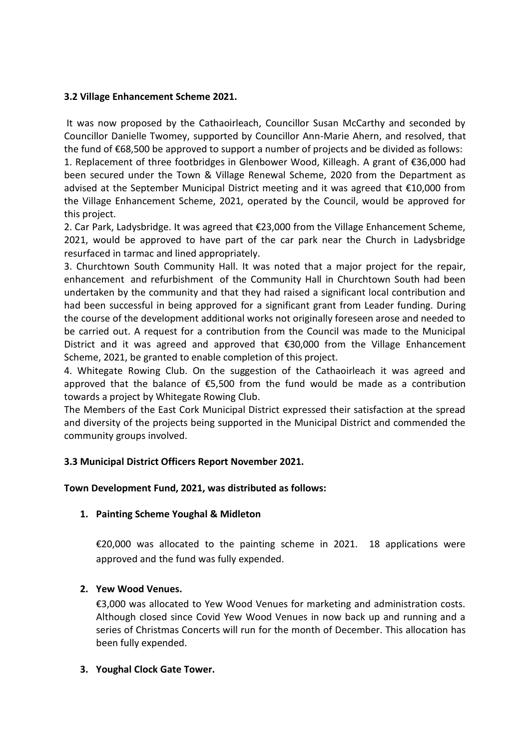**3.2 Village Enhancement Scheme 2021.**

It was now proposed by the Cathaoirleach, Councillor Susan McCarthy and seconded by Councillor Danielle Twomey, supported by Councillor Ann-Marie Ahern, and resolved, that the fund of €68,500 be approved to support a number of projects and be divided as follows:

1. Replacement of three footbridges in Glenbower Wood, Killeagh. A grant of €36,000 had been secured under the Town & Village Renewal Scheme, 2020 from the Department as advised at the September Municipal District meeting and it was agreed that €10,000 from the Village Enhancement Scheme, 2021, operated by the Council, would be approved for this project.
2. Car Park, Ladysbridge. It was agreed that €23,000 from the Village Enhancement Scheme, 2021, would be approved to have part of the car park near the Church in Ladysbridge resurfaced in tarmac and lined appropriately.
3. Churchtown South Community Hall. It was noted that a major project for the repair, enhancement and refurbishment of the Community Hall in Churchtown South had been undertaken by the community and that they had raised a significant local contribution and had been successful in being approved for a significant grant from Leader funding. During the course of the development additional works not originally foreseen arose and needed to be carried out. A request for a contribution from the Council was made to the Municipal District and it was agreed and approved that €30,000 from the Village Enhancement Scheme, 2021, be granted to enable completion of this project.
4. Whitegate Rowing Club. On the suggestion of the Cathaoirleach it was agreed and approved that the balance of €5,500 from the fund would be made as a contribution towards a project by Whitegate Rowing Club.

The Members of the East Cork Municipal District expressed their satisfaction at the spread and diversity of the projects being supported in the Municipal District and commended the community groups involved.

**3.3 Municipal District Officers Report November 2021.**

**Town Development Fund, 2021, was distributed as follows:**

1. **Painting Scheme Youghal & Midleton**

   €20,000 was allocated to the painting scheme in 2021. 18 applications were approved and the fund was fully expended.

2. **Yew Wood Venues.**

   €3,000 was allocated to Yew Wood Venues for marketing and administration costs. Although closed since Covid Yew Wood Venues in now back up and running and a series of Christmas Concerts will run for the month of December. This allocation has been fully expended.

3. **Youghal Clock Gate Tower.**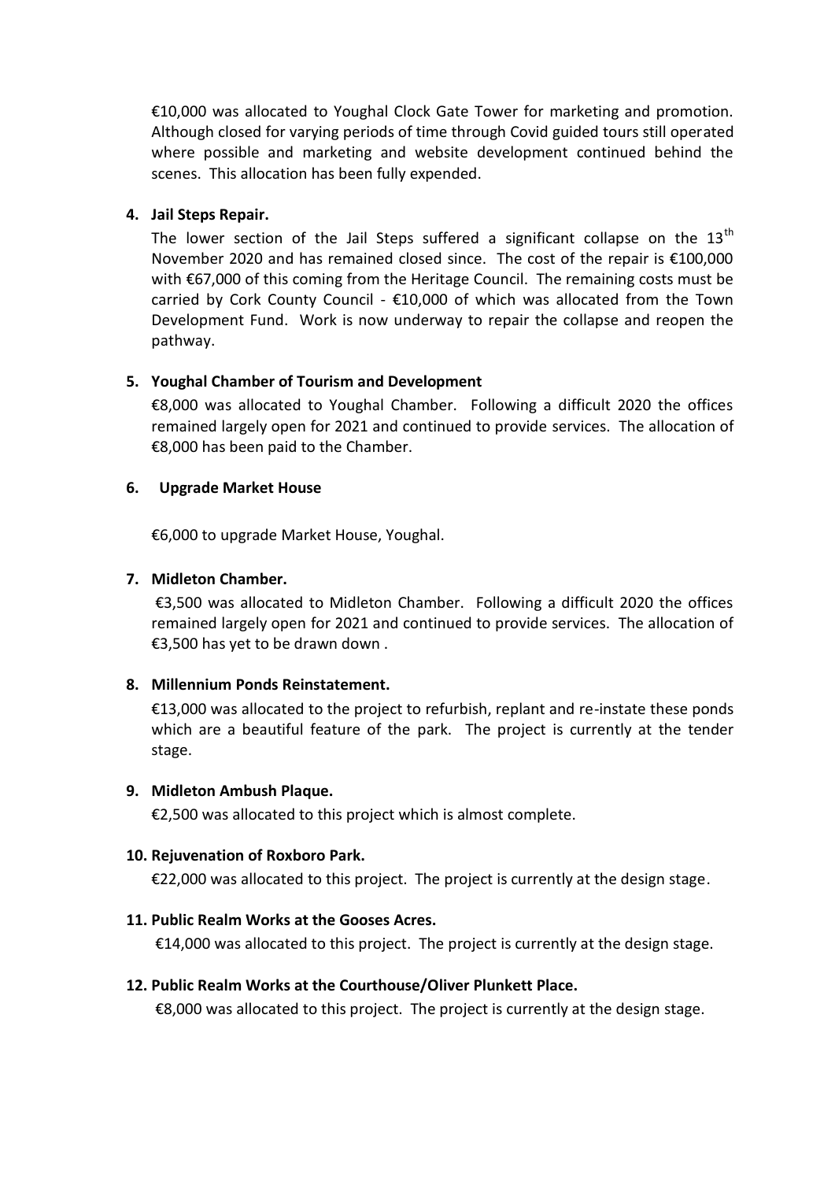€10,000 was allocated to Youghal Clock Gate Tower for marketing and promotion. Although closed for varying periods of time through Covid guided tours still operated where possible and marketing and website development continued behind the scenes. This allocation has been fully expended.

4. **Jail Steps Repair.**

   The lower section of the Jail Steps suffered a significant collapse on the 13th November 2020 and has remained closed since. The cost of the repair is €100,000 with €67,000 of this coming from the Heritage Council. The remaining costs must be carried by Cork County Council - €10,000 of which was allocated from the Town Development Fund. Work is now underway to repair the collapse and reopen the pathway.

5. **Youghal Chamber of Tourism and Development**

   €8,000 was allocated to Youghal Chamber. Following a difficult 2020 the offices remained largely open for 2021 and continued to provide services. The allocation of €8,000 has been paid to the Chamber.

6. **Upgrade Market House**

   €6,000 to upgrade Market House, Youghal.

7. **Midleton Chamber.**

   €3,500 was allocated to Midleton Chamber. Following a difficult 2020 the offices remained largely open for 2021 and continued to provide services. The allocation of €3,500 has yet to be drawn down .

8. **Millennium Ponds Reinstatement.**

   €13,000 was allocated to the project to refurbish, replant and re-instate these ponds which are a beautiful feature of the park. The project is currently at the tender stage.

9. **Midleton Ambush Plaque.**

   €2,500 was allocated to this project which is almost complete.

10. **Rejuvenation of Roxboro Park.**

    €22,000 was allocated to this project. The project is currently at the design stage.

11. **Public Realm Works at the Gooses Acres.**

    €14,000 was allocated to this project. The project is currently at the design stage.

12. **Public Realm Works at the Courthouse/Oliver Plunkett Place.**

    €8,000 was allocated to this project. The project is currently at the design stage.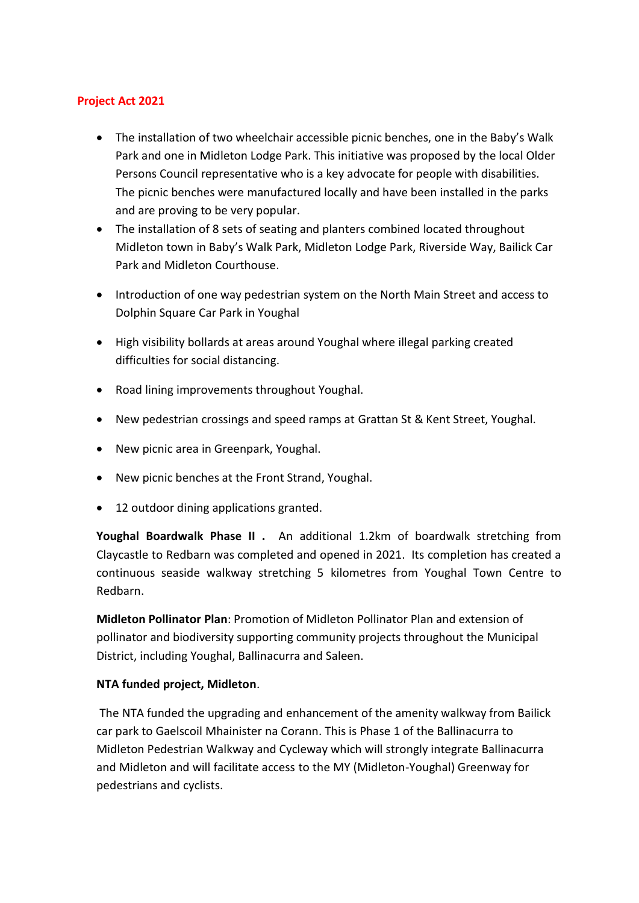## Project Act 2021

- The installation of two wheelchair accessible picnic benches, one in the Baby's Walk Park and one in Midleton Lodge Park. This initiative was proposed by the local Older Persons Council representative who is a key advocate for people with disabilities. The picnic benches were manufactured locally and have been installed in the parks and are proving to be very popular.
- The installation of 8 sets of seating and planters combined located throughout Midleton town in Baby's Walk Park, Midleton Lodge Park, Riverside Way, Bailick Car Park and Midleton Courthouse.
- Introduction of one way pedestrian system on the North Main Street and access to Dolphin Square Car Park in Youghal
- High visibility bollards at areas around Youghal where illegal parking created difficulties for social distancing.
- Road lining improvements throughout Youghal.
- New pedestrian crossings and speed ramps at Grattan St & Kent Street, Youghal.
- New picnic area in Greenpark, Youghal.
- New picnic benches at the Front Strand, Youghal.
- 12 outdoor dining applications granted.

**Youghal Boardwalk Phase II .** An additional 1.2km of boardwalk stretching from Claycastle to Redbarn was completed and opened in 2021. Its completion has created a continuous seaside walkway stretching 5 kilometres from Youghal Town Centre to Redbarn.

**Midleton Pollinator Plan**: Promotion of Midleton Pollinator Plan and extension of pollinator and biodiversity supporting community projects throughout the Municipal District, including Youghal, Ballinacurra and Saleen.

**NTA funded project, Midleton**.

The NTA funded the upgrading and enhancement of the amenity walkway from Bailick car park to Gaelscoil Mhainister na Corann. This is Phase 1 of the Ballinacurra to Midleton Pedestrian Walkway and Cycleway which will strongly integrate Ballinacurra and Midleton and will facilitate access to the MY (Midleton-Youghal) Greenway for pedestrians and cyclists.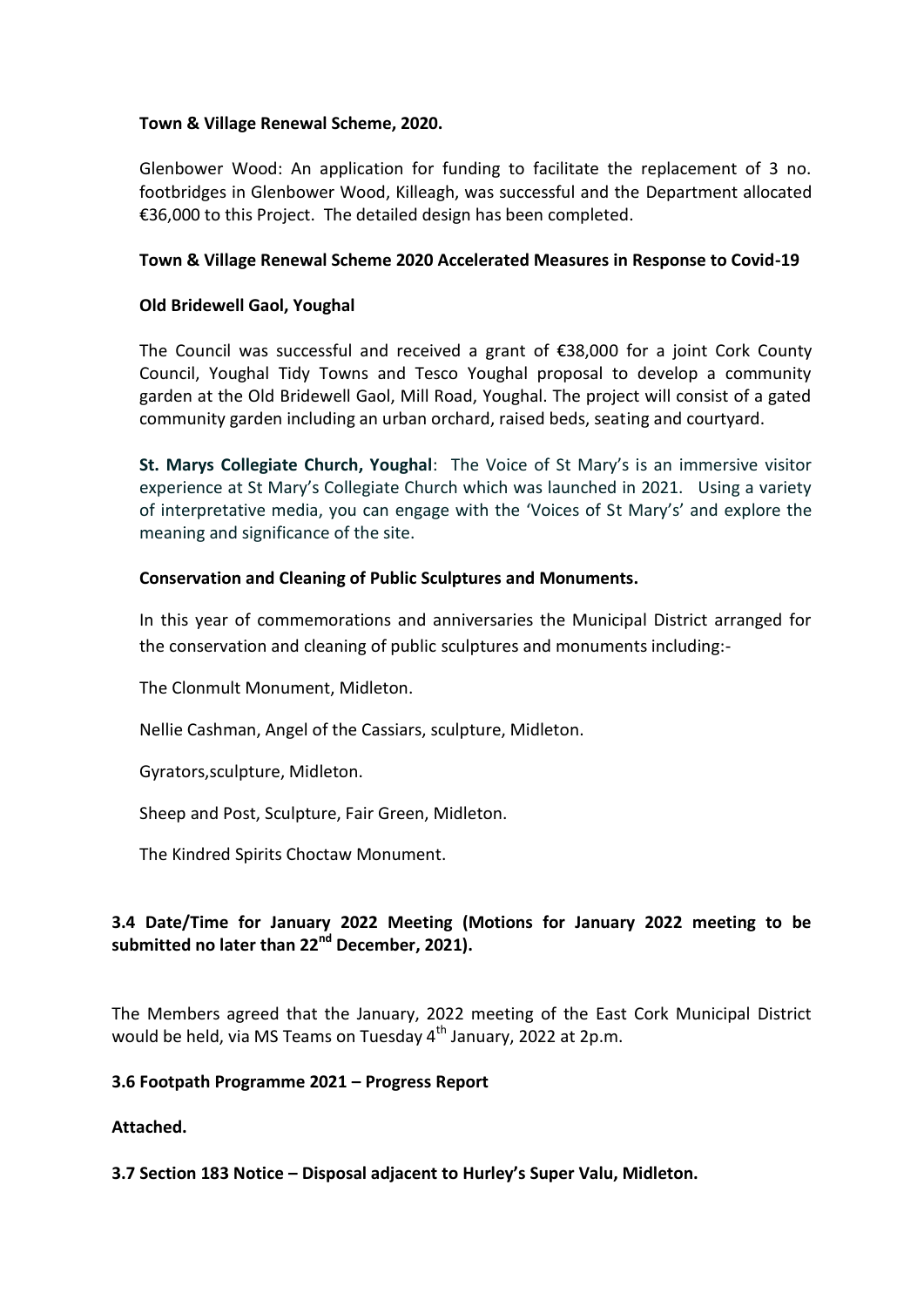**Town & Village Renewal Scheme, 2020.**

Glenbower Wood: An application for funding to facilitate the replacement of 3 no. footbridges in Glenbower Wood, Killeagh, was successful and the Department allocated €36,000 to this Project. The detailed design has been completed.

**Town & Village Renewal Scheme 2020 Accelerated Measures in Response to Covid-19**

**Old Bridewell Gaol, Youghal**

The Council was successful and received a grant of €38,000 for a joint Cork County Council, Youghal Tidy Towns and Tesco Youghal proposal to develop a community garden at the Old Bridewell Gaol, Mill Road, Youghal. The project will consist of a gated community garden including an urban orchard, raised beds, seating and courtyard.

**St. Marys Collegiate Church, Youghal**: The Voice of St Mary's is an immersive visitor experience at St Mary's Collegiate Church which was launched in 2021. Using a variety of interpretative media, you can engage with the 'Voices of St Mary's' and explore the meaning and significance of the site.

**Conservation and Cleaning of Public Sculptures and Monuments.**

In this year of commemorations and anniversaries the Municipal District arranged for the conservation and cleaning of public sculptures and monuments including:-

The Clonmult Monument, Midleton.

Nellie Cashman, Angel of the Cassiars, sculpture, Midleton.

Gyrators,sculpture, Midleton.

Sheep and Post, Sculpture, Fair Green, Midleton.

The Kindred Spirits Choctaw Monument.

**3.4 Date/Time for January 2022 Meeting (Motions for January 2022 meeting to be submitted no later than 22nd December, 2021).**

The Members agreed that the January, 2022 meeting of the East Cork Municipal District would be held, via MS Teams on Tuesday 4th January, 2022 at 2p.m.

**3.6 Footpath Programme 2021 – Progress Report**

**Attached.**

**3.7 Section 183 Notice – Disposal adjacent to Hurley's Super Valu, Midleton.**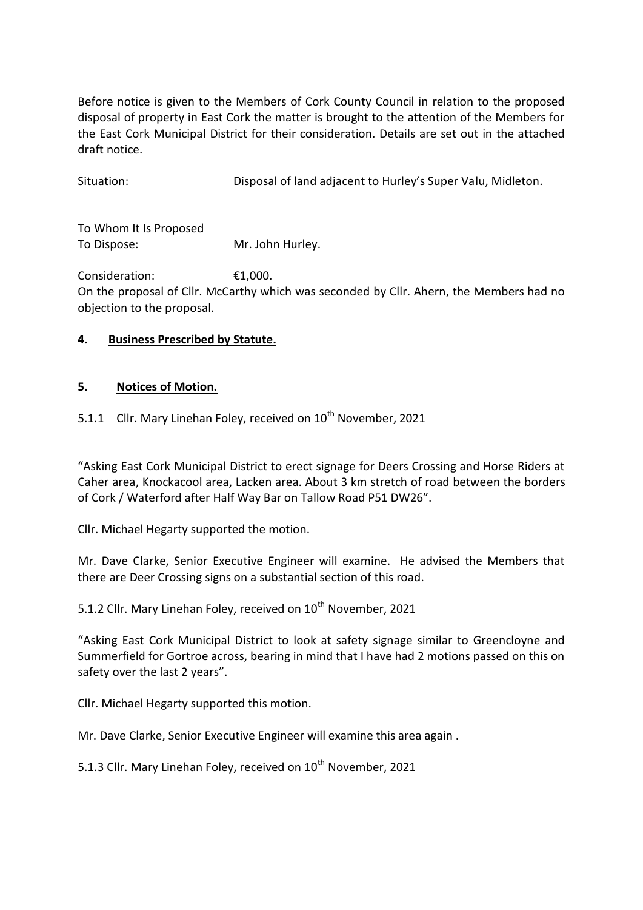Before notice is given to the Members of Cork County Council in relation to the proposed disposal of property in East Cork the matter is brought to the attention of the Members for the East Cork Municipal District for their consideration. Details are set out in the attached draft notice.

Situation: Disposal of land adjacent to Hurley's Super Valu, Midleton.

To Whom It Is Proposed
To Dispose: Mr. John Hurley.

Consideration: €1,000.

On the proposal of Cllr. McCarthy which was seconded by Cllr. Ahern, the Members had no objection to the proposal.

## 4. Business Prescribed by Statute.

## 5. Notices of Motion.

5.1.1 Cllr. Mary Linehan Foley, received on 10th November, 2021

"Asking East Cork Municipal District to erect signage for Deers Crossing and Horse Riders at Caher area, Knockacool area, Lacken area. About 3 km stretch of road between the borders of Cork / Waterford after Half Way Bar on Tallow Road P51 DW26".

Cllr. Michael Hegarty supported the motion.

Mr. Dave Clarke, Senior Executive Engineer will examine. He advised the Members that there are Deer Crossing signs on a substantial section of this road.

5.1.2 Cllr. Mary Linehan Foley, received on 10th November, 2021

"Asking East Cork Municipal District to look at safety signage similar to Greencloyne and Summerfield for Gortroe across, bearing in mind that I have had 2 motions passed on this on safety over the last 2 years".

Cllr. Michael Hegarty supported this motion.

Mr. Dave Clarke, Senior Executive Engineer will examine this area again .

5.1.3 Cllr. Mary Linehan Foley, received on 10th November, 2021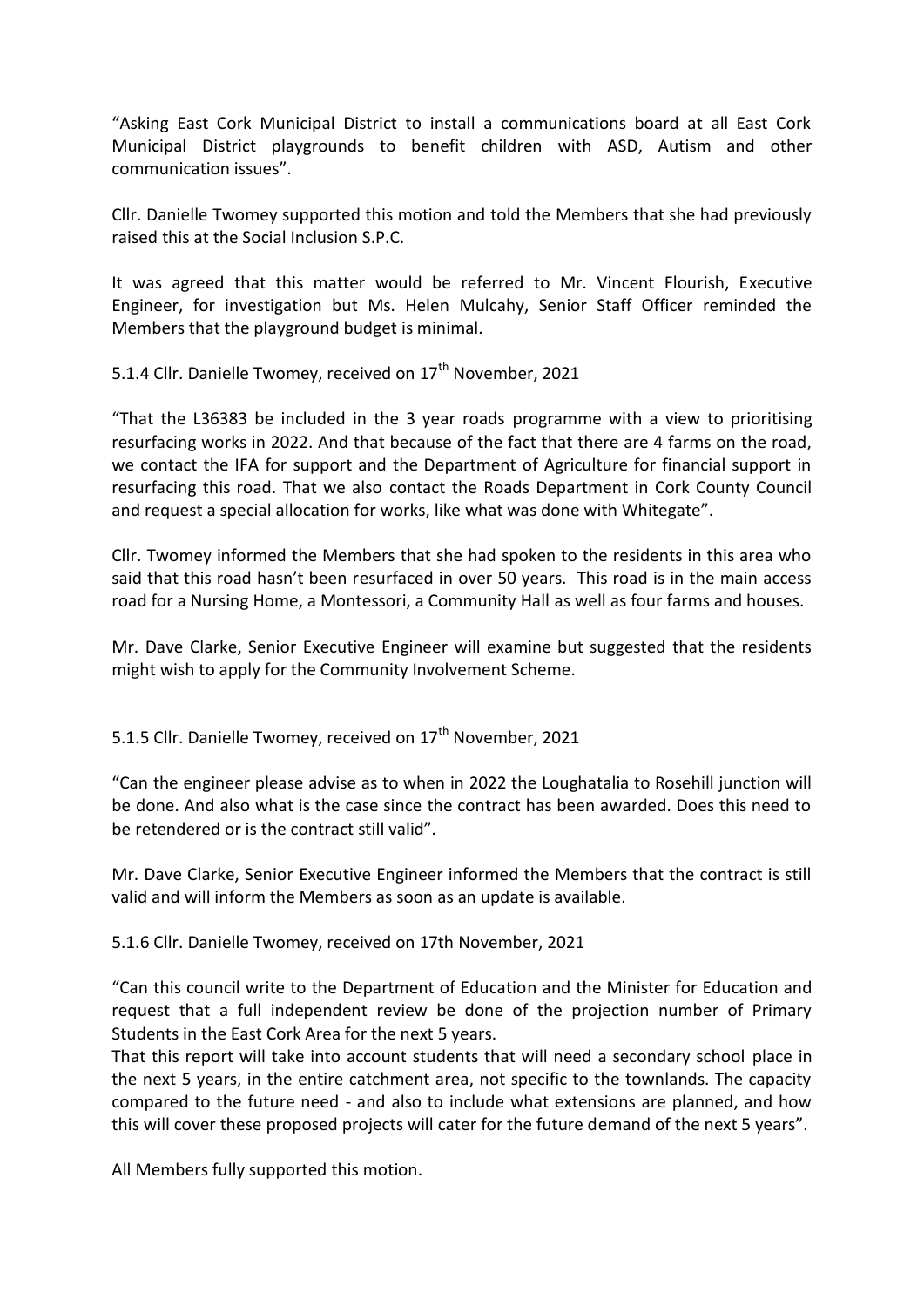"Asking East Cork Municipal District to install a communications board at all East Cork Municipal District playgrounds to benefit children with ASD, Autism and other communication issues".

Cllr. Danielle Twomey supported this motion and told the Members that she had previously raised this at the Social Inclusion S.P.C.

It was agreed that this matter would be referred to Mr. Vincent Flourish, Executive Engineer, for investigation but Ms. Helen Mulcahy, Senior Staff Officer reminded the Members that the playground budget is minimal.

5.1.4 Cllr. Danielle Twomey, received on 17th November, 2021

"That the L36383 be included in the 3 year roads programme with a view to prioritising resurfacing works in 2022. And that because of the fact that there are 4 farms on the road, we contact the IFA for support and the Department of Agriculture for financial support in resurfacing this road. That we also contact the Roads Department in Cork County Council and request a special allocation for works, like what was done with Whitegate".

Cllr. Twomey informed the Members that she had spoken to the residents in this area who said that this road hasn't been resurfaced in over 50 years. This road is in the main access road for a Nursing Home, a Montessori, a Community Hall as well as four farms and houses.

Mr. Dave Clarke, Senior Executive Engineer will examine but suggested that the residents might wish to apply for the Community Involvement Scheme.

5.1.5 Cllr. Danielle Twomey, received on 17th November, 2021

"Can the engineer please advise as to when in 2022 the Loughatalia to Rosehill junction will be done. And also what is the case since the contract has been awarded. Does this need to be retendered or is the contract still valid".

Mr. Dave Clarke, Senior Executive Engineer informed the Members that the contract is still valid and will inform the Members as soon as an update is available.

5.1.6 Cllr. Danielle Twomey, received on 17th November, 2021

"Can this council write to the Department of Education and the Minister for Education and request that a full independent review be done of the projection number of Primary Students in the East Cork Area for the next 5 years.
That this report will take into account students that will need a secondary school place in the next 5 years, in the entire catchment area, not specific to the townlands. The capacity compared to the future need - and also to include what extensions are planned, and how this will cover these proposed projects will cater for the future demand of the next 5 years".

All Members fully supported this motion.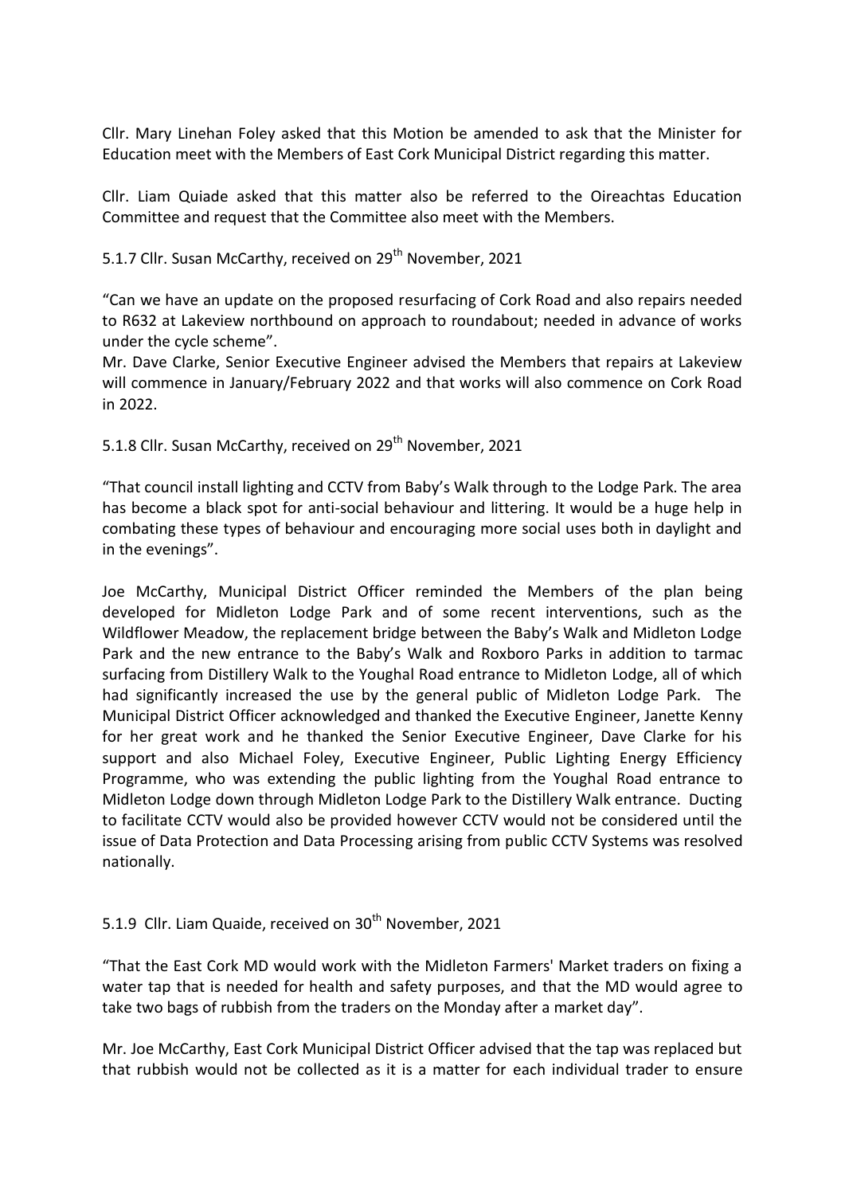Cllr. Mary Linehan Foley asked that this Motion be amended to ask that the Minister for Education meet with the Members of East Cork Municipal District regarding this matter.

Cllr. Liam Quiade asked that this matter also be referred to the Oireachtas Education Committee and request that the Committee also meet with the Members.

5.1.7 Cllr. Susan McCarthy, received on 29th November, 2021

"Can we have an update on the proposed resurfacing of Cork Road and also repairs needed to R632 at Lakeview northbound on approach to roundabout; needed in advance of works under the cycle scheme".

Mr. Dave Clarke, Senior Executive Engineer advised the Members that repairs at Lakeview will commence in January/February 2022 and that works will also commence on Cork Road in 2022.

5.1.8 Cllr. Susan McCarthy, received on 29th November, 2021

"That council install lighting and CCTV from Baby's Walk through to the Lodge Park. The area has become a black spot for anti-social behaviour and littering. It would be a huge help in combating these types of behaviour and encouraging more social uses both in daylight and in the evenings".

Joe McCarthy, Municipal District Officer reminded the Members of the plan being developed for Midleton Lodge Park and of some recent interventions, such as the Wildflower Meadow, the replacement bridge between the Baby's Walk and Midleton Lodge Park and the new entrance to the Baby's Walk and Roxboro Parks in addition to tarmac surfacing from Distillery Walk to the Youghal Road entrance to Midleton Lodge, all of which had significantly increased the use by the general public of Midleton Lodge Park. The Municipal District Officer acknowledged and thanked the Executive Engineer, Janette Kenny for her great work and he thanked the Senior Executive Engineer, Dave Clarke for his support and also Michael Foley, Executive Engineer, Public Lighting Energy Efficiency Programme, who was extending the public lighting from the Youghal Road entrance to Midleton Lodge down through Midleton Lodge Park to the Distillery Walk entrance. Ducting to facilitate CCTV would also be provided however CCTV would not be considered until the issue of Data Protection and Data Processing arising from public CCTV Systems was resolved nationally.

5.1.9 Cllr. Liam Quaide, received on 30th November, 2021

"That the East Cork MD would work with the Midleton Farmers' Market traders on fixing a water tap that is needed for health and safety purposes, and that the MD would agree to take two bags of rubbish from the traders on the Monday after a market day".

Mr. Joe McCarthy, East Cork Municipal District Officer advised that the tap was replaced but that rubbish would not be collected as it is a matter for each individual trader to ensure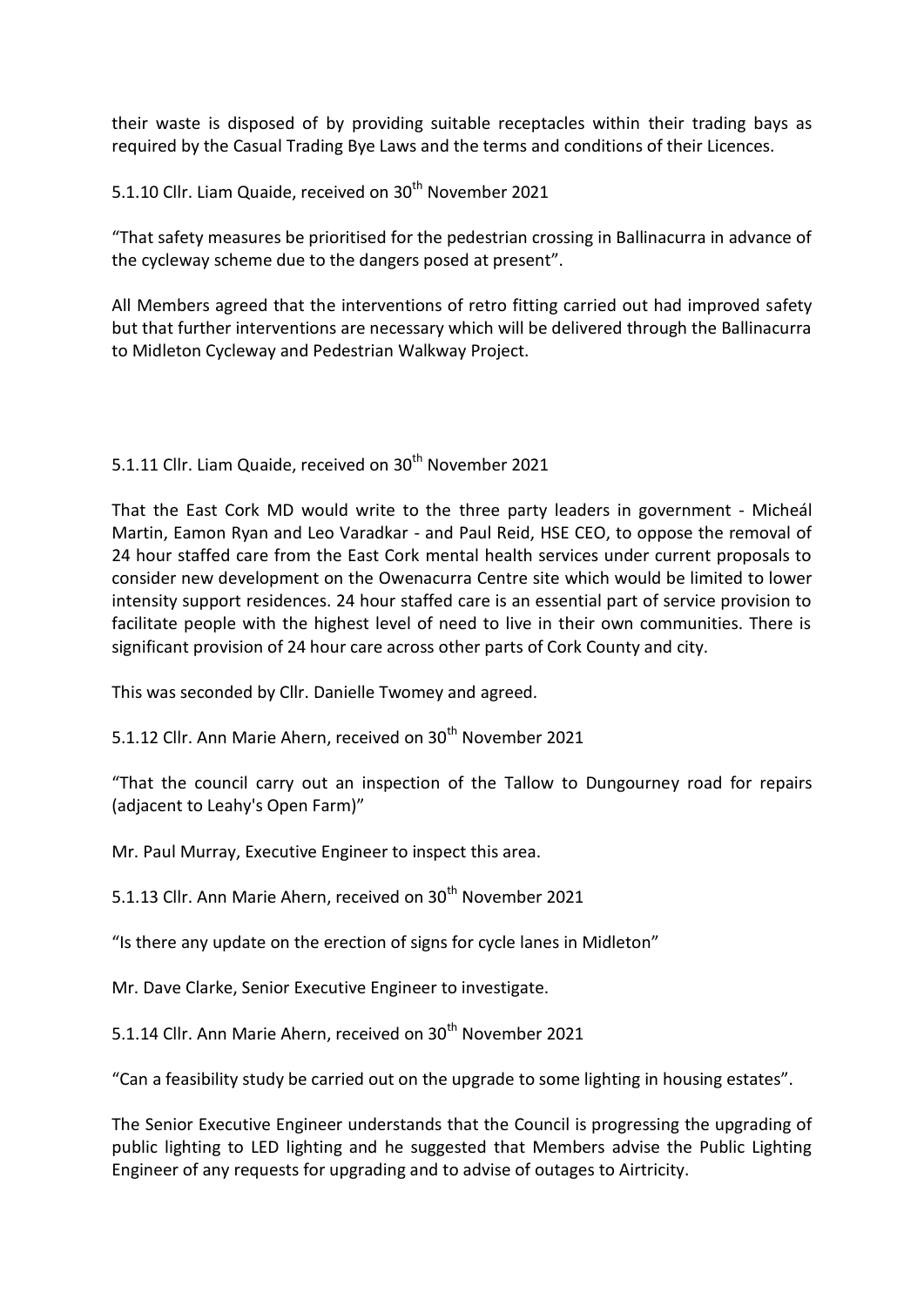their waste is disposed of by providing suitable receptacles within their trading bays as required by the Casual Trading Bye Laws and the terms and conditions of their Licences.

5.1.10 Cllr. Liam Quaide, received on 30th November 2021

"That safety measures be prioritised for the pedestrian crossing in Ballinacurra in advance of the cycleway scheme due to the dangers posed at present".

All Members agreed that the interventions of retro fitting carried out had improved safety but that further interventions are necessary which will be delivered through the Ballinacurra to Midleton Cycleway and Pedestrian Walkway Project.

5.1.11 Cllr. Liam Quaide, received on 30th November 2021

That the East Cork MD would write to the three party leaders in government - Micheál Martin, Eamon Ryan and Leo Varadkar - and Paul Reid, HSE CEO, to oppose the removal of 24 hour staffed care from the East Cork mental health services under current proposals to consider new development on the Owenacurra Centre site which would be limited to lower intensity support residences. 24 hour staffed care is an essential part of service provision to facilitate people with the highest level of need to live in their own communities. There is significant provision of 24 hour care across other parts of Cork County and city.

This was seconded by Cllr. Danielle Twomey and agreed.

5.1.12 Cllr. Ann Marie Ahern, received on 30th November 2021

"That the council carry out an inspection of the Tallow to Dungourney road for repairs (adjacent to Leahy's Open Farm)"

Mr. Paul Murray, Executive Engineer to inspect this area.

5.1.13 Cllr. Ann Marie Ahern, received on 30th November 2021

"Is there any update on the erection of signs for cycle lanes in Midleton"

Mr. Dave Clarke, Senior Executive Engineer to investigate.

5.1.14 Cllr. Ann Marie Ahern, received on 30th November 2021

"Can a feasibility study be carried out on the upgrade to some lighting in housing estates".

The Senior Executive Engineer understands that the Council is progressing the upgrading of public lighting to LED lighting and he suggested that Members advise the Public Lighting Engineer of any requests for upgrading and to advise of outages to Airtricity.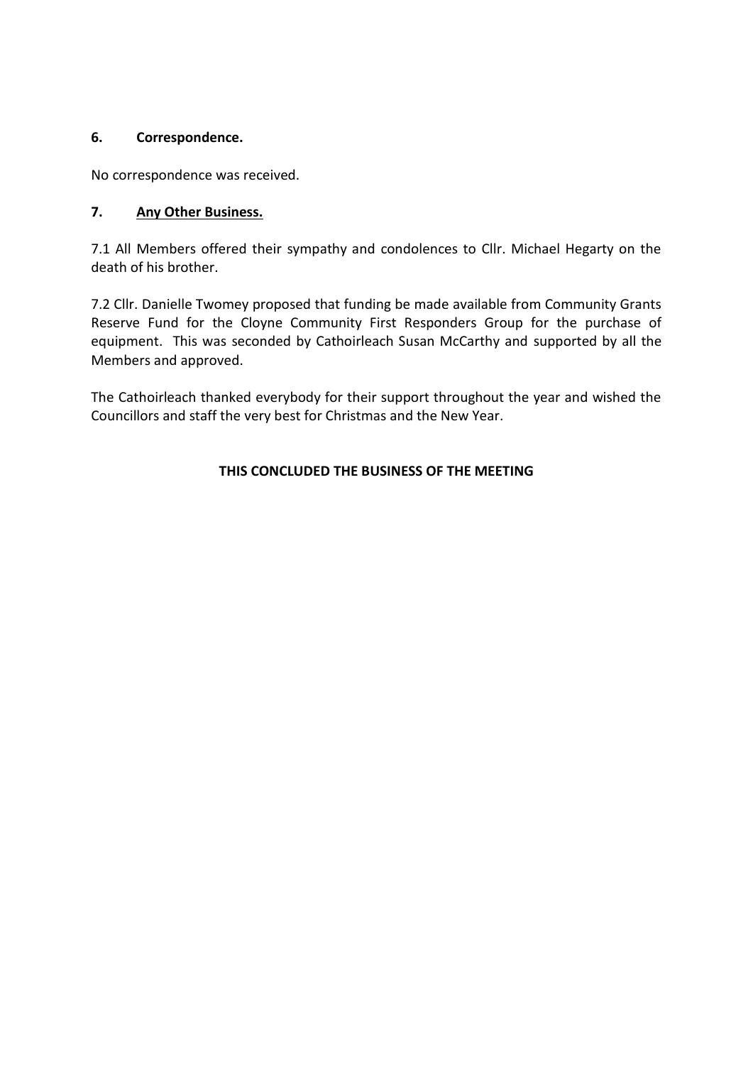## 6. Correspondence.

No correspondence was received.

## 7. <u>Any Other Business.</u>

7.1 All Members offered their sympathy and condolences to Cllr. Michael Hegarty on the death of his brother.

7.2 Cllr. Danielle Twomey proposed that funding be made available from Community Grants Reserve Fund for the Cloyne Community First Responders Group for the purchase of equipment. This was seconded by Cathoirleach Susan McCarthy and supported by all the Members and approved.

The Cathoirleach thanked everybody for their support throughout the year and wished the Councillors and staff the very best for Christmas and the New Year.

**THIS CONCLUDED THE BUSINESS OF THE MEETING**